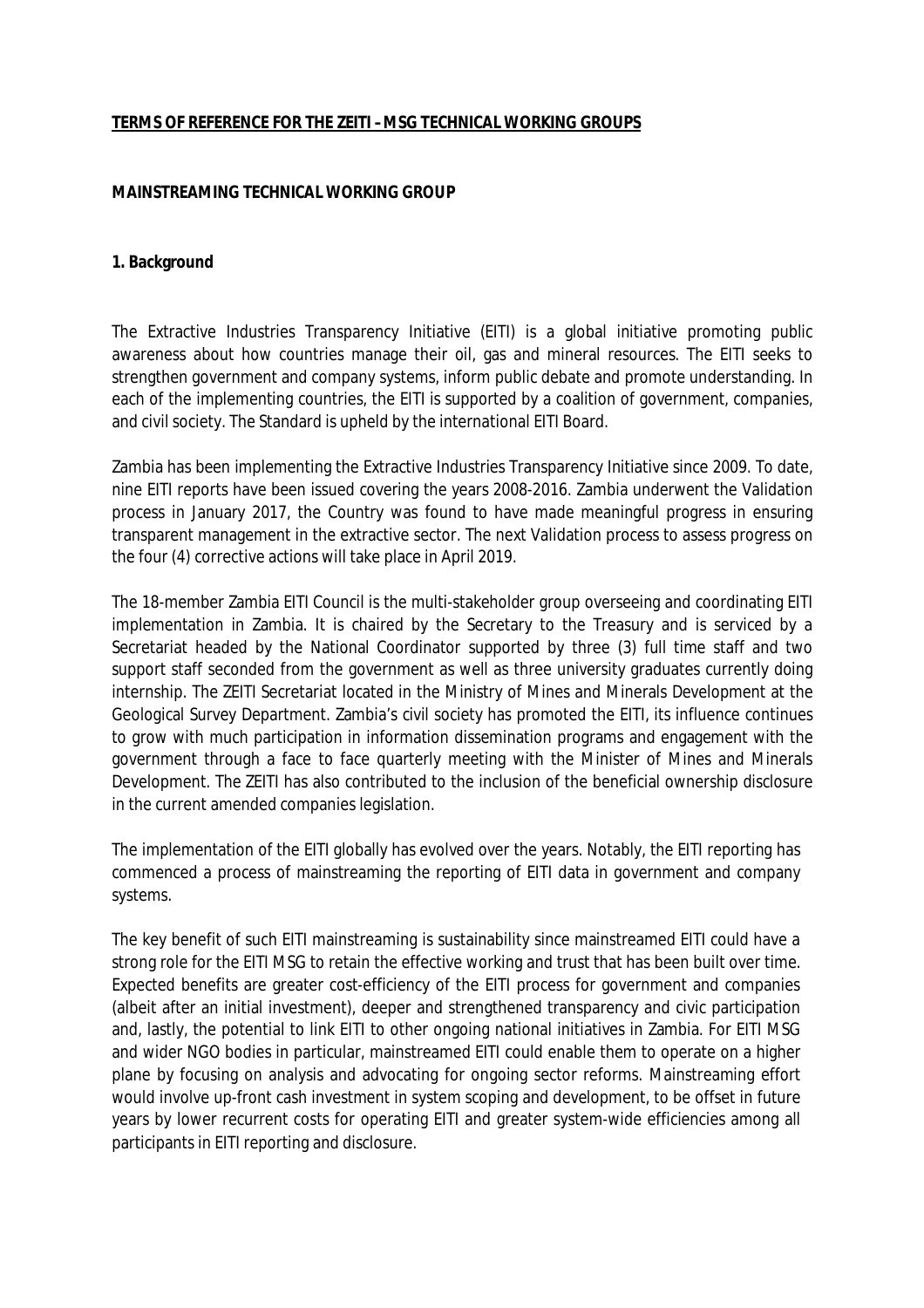# TERMS OF REFERENCE FOR THE ZEITI – MSG TECHNICAL WORKING GROUPS

## MAINSTREAMING TECHNICAL WORKING GROUP

### 1. Background

The Extractive Industries Transparency Initiative (EITI) is a global initiative promoting public awareness about how countries manage their oil, gas and mineral resources. The EITI seeks to strengthen government and company systems, inform public debate and promote understanding. In each of the implementing countries, the EITI is supported by a coalition of government, companies, and civil society. The Standard is upheld by the international EITI Board.

Zambia has been implementing the Extractive Industries Transparency Initiative since 2009. To date, nine EITI reports have been issued covering the years 2008-2016. Zambia underwent the Validation process in January 2017, the Country was found to have made meaningful progress in ensuring transparent management in the extractive sector. The next Validation process to assess progress on the four (4) corrective actions will take place in April 2019.

The 18-member Zambia EITI Council is the multi-stakeholder group overseeing and coordinating EITI implementation in Zambia. It is chaired by the Secretary to the Treasury and is serviced by a Secretariat headed by the National Coordinator supported by three (3) full time staff and two support staff seconded from the government as well as three university graduates currently doing internship. The ZEITI Secretariat located in the Ministry of Mines and Minerals Development at the Geological Survey Department. Zambia's civil society has promoted the EITI, its influence continues to grow with much participation in information dissemination programs and engagement with the government through a face to face quarterly meeting with the Minister of Mines and Minerals Development. The ZEITI has also contributed to the inclusion of the beneficial ownership disclosure in the current amended companies legislation.

The implementation of the EITI globally has evolved over the years. Notably, the EITI reporting has commenced a process of mainstreaming the reporting of EITI data in government and company systems.

The key benefit of such EITI mainstreaming is sustainability since mainstreamed EITI could have a strong role for the EITI MSG to retain the effective working and trust that has been built over time. Expected benefits are greater cost-efficiency of the EITI process for government and companies (albeit after an initial investment), deeper and strengthened transparency and civic participation and, lastly, the potential to link EITI to other ongoing national initiatives in Zambia. For EITI MSG and wider NGO bodies in particular, mainstreamed EITI could enable them to operate on a higher plane by focusing on analysis and advocating for ongoing sector reforms. Mainstreaming effort would involve up-front cash investment in system scoping and development, to be offset in future years by lower recurrent costs for operating EITI and greater system-wide efficiencies among all participants in EITI reporting and disclosure.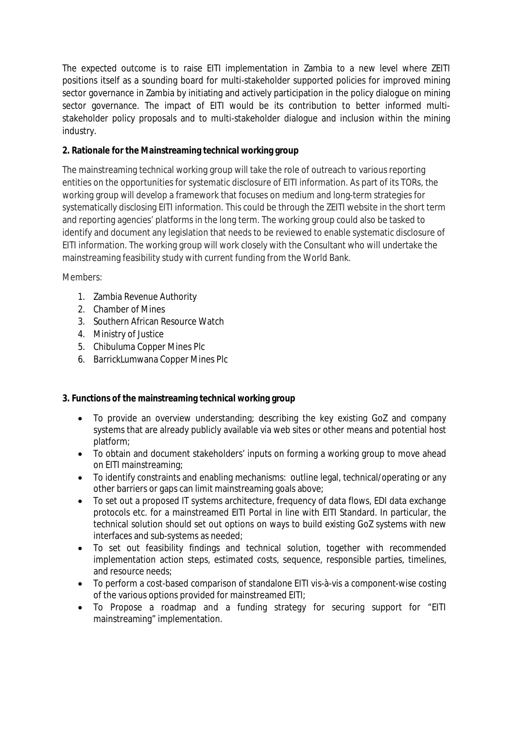The expected outcome is to raise EITI implementation in Zambia to a new level where ZEITI positions itself as a sounding board for multi-stakeholder supported policies for improved mining sector governance in Zambia by initiating and actively participation in the policy dialogue on mining sector governance. The impact of EITI would be its contribution to better informed multi-stakeholder policy proposals and to multi-stakeholder dialogue and inclusion within the mining industry.

**2. Rationale for the Mainstreaming technical working group**

The mainstreaming technical working group will take the role of outreach to various reporting entities on the opportunities for systematic disclosure of EITI information. As part of its TORs, the working group will develop a framework that focuses on medium and long-term strategies for systematically disclosing EITI information. This could be through the ZEITI website in the short term and reporting agencies' platforms in the long term. The working group could also be tasked to identify and document any legislation that needs to be reviewed to enable systematic disclosure of EITI information. The working group will work closely with the Consultant who will undertake the mainstreaming feasibility study with current funding from the World Bank.

Members:

1. Zambia Revenue Authority
2. Chamber of Mines
3. Southern African Resource Watch
4. Ministry of Justice
5. Chibuluma Copper Mines Plc
6. BarrickLumwana Copper Mines Plc

**3. Functions of the mainstreaming technical working group**

- To provide an overview understanding; describing the key existing GoZ and company systems that are already publicly available via web sites or other means and potential host platform;
- To obtain and document stakeholders' inputs on forming a working group to move ahead on EITI mainstreaming;
- To identify constraints and enabling mechanisms: outline legal, technical/operating or any other barriers or gaps can limit mainstreaming goals above;
- To set out a proposed IT systems architecture, frequency of data flows, EDI data exchange protocols etc. for a mainstreamed EITI Portal in line with EITI Standard. In particular, the technical solution should set out options on ways to build existing GoZ systems with new interfaces and sub-systems as needed;
- To set out feasibility findings and technical solution, together with recommended implementation action steps, estimated costs, sequence, responsible parties, timelines, and resource needs;
- To perform a cost-based comparison of standalone EITI vis-à-vis a component-wise costing of the various options provided for mainstreamed EITI;
- To Propose a roadmap and a funding strategy for securing support for "EITI mainstreaming" implementation.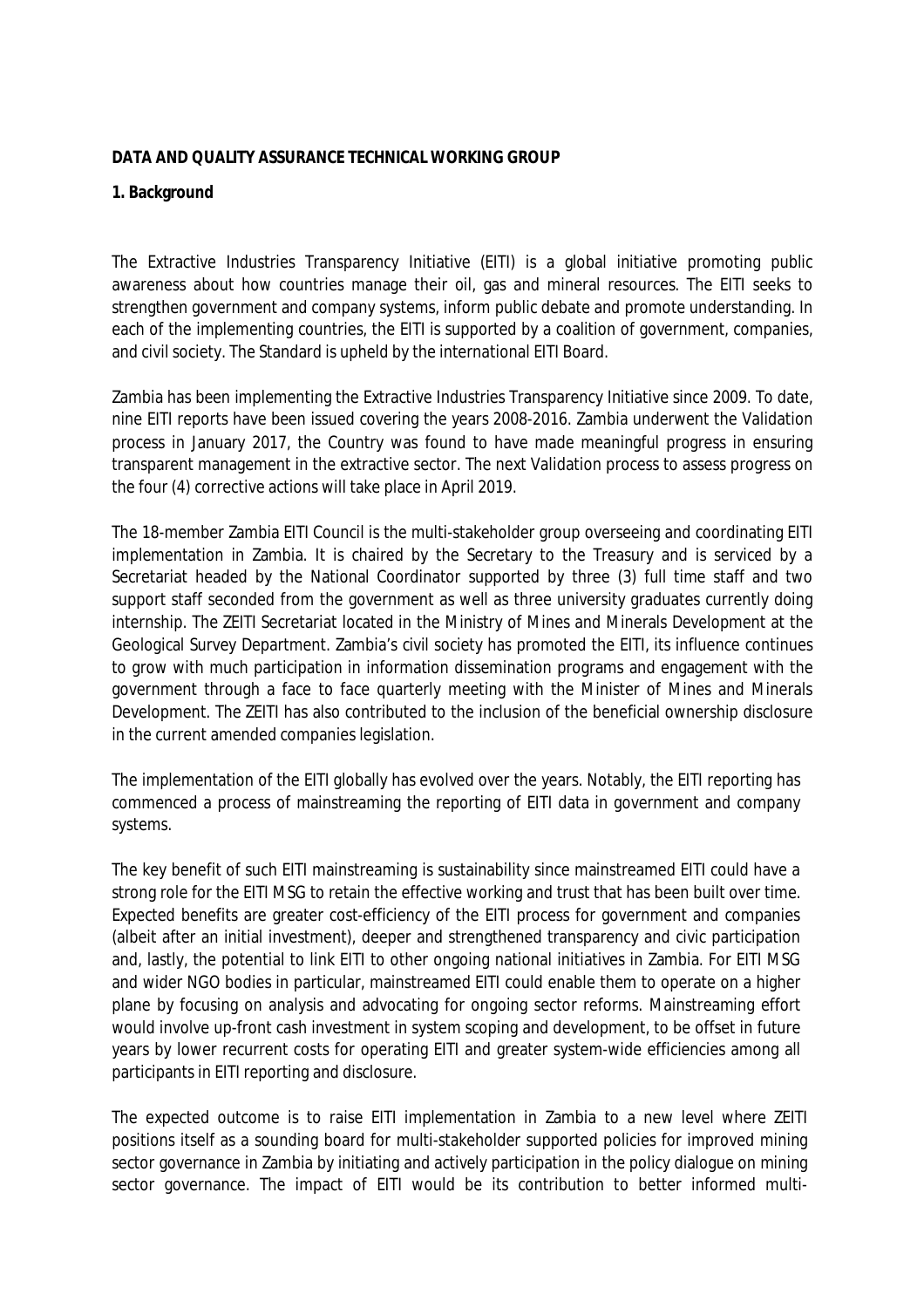**DATA AND QUALITY ASSURANCE TECHNICAL WORKING GROUP**

**1. Background**

The Extractive Industries Transparency Initiative (EITI) is a global initiative promoting public awareness about how countries manage their oil, gas and mineral resources. The EITI seeks to strengthen government and company systems, inform public debate and promote understanding. In each of the implementing countries, the EITI is supported by a coalition of government, companies, and civil society. The Standard is upheld by the international EITI Board.

Zambia has been implementing the Extractive Industries Transparency Initiative since 2009. To date, nine EITI reports have been issued covering the years 2008-2016. Zambia underwent the Validation process in January 2017, the Country was found to have made meaningful progress in ensuring transparent management in the extractive sector. The next Validation process to assess progress on the four (4) corrective actions will take place in April 2019.

The 18-member Zambia EITI Council is the multi-stakeholder group overseeing and coordinating EITI implementation in Zambia. It is chaired by the Secretary to the Treasury and is serviced by a Secretariat headed by the National Coordinator supported by three (3) full time staff and two support staff seconded from the government as well as three university graduates currently doing internship. The ZEITI Secretariat located in the Ministry of Mines and Minerals Development at the Geological Survey Department. Zambia's civil society has promoted the EITI, its influence continues to grow with much participation in information dissemination programs and engagement with the government through a face to face quarterly meeting with the Minister of Mines and Minerals Development. The ZEITI has also contributed to the inclusion of the beneficial ownership disclosure in the current amended companies legislation.

The implementation of the EITI globally has evolved over the years. Notably, the EITI reporting has commenced a process of mainstreaming the reporting of EITI data in government and company systems.

The key benefit of such EITI mainstreaming is sustainability since mainstreamed EITI could have a strong role for the EITI MSG to retain the effective working and trust that has been built over time. Expected benefits are greater cost-efficiency of the EITI process for government and companies (albeit after an initial investment), deeper and strengthened transparency and civic participation and, lastly, the potential to link EITI to other ongoing national initiatives in Zambia. For EITI MSG and wider NGO bodies in particular, mainstreamed EITI could enable them to operate on a higher plane by focusing on analysis and advocating for ongoing sector reforms. Mainstreaming effort would involve up-front cash investment in system scoping and development, to be offset in future years by lower recurrent costs for operating EITI and greater system-wide efficiencies among all participants in EITI reporting and disclosure.

The expected outcome is to raise EITI implementation in Zambia to a new level where ZEITI positions itself as a sounding board for multi-stakeholder supported policies for improved mining sector governance in Zambia by initiating and actively participation in the policy dialogue on mining sector governance. The impact of EITI would be its contribution to better informed multi-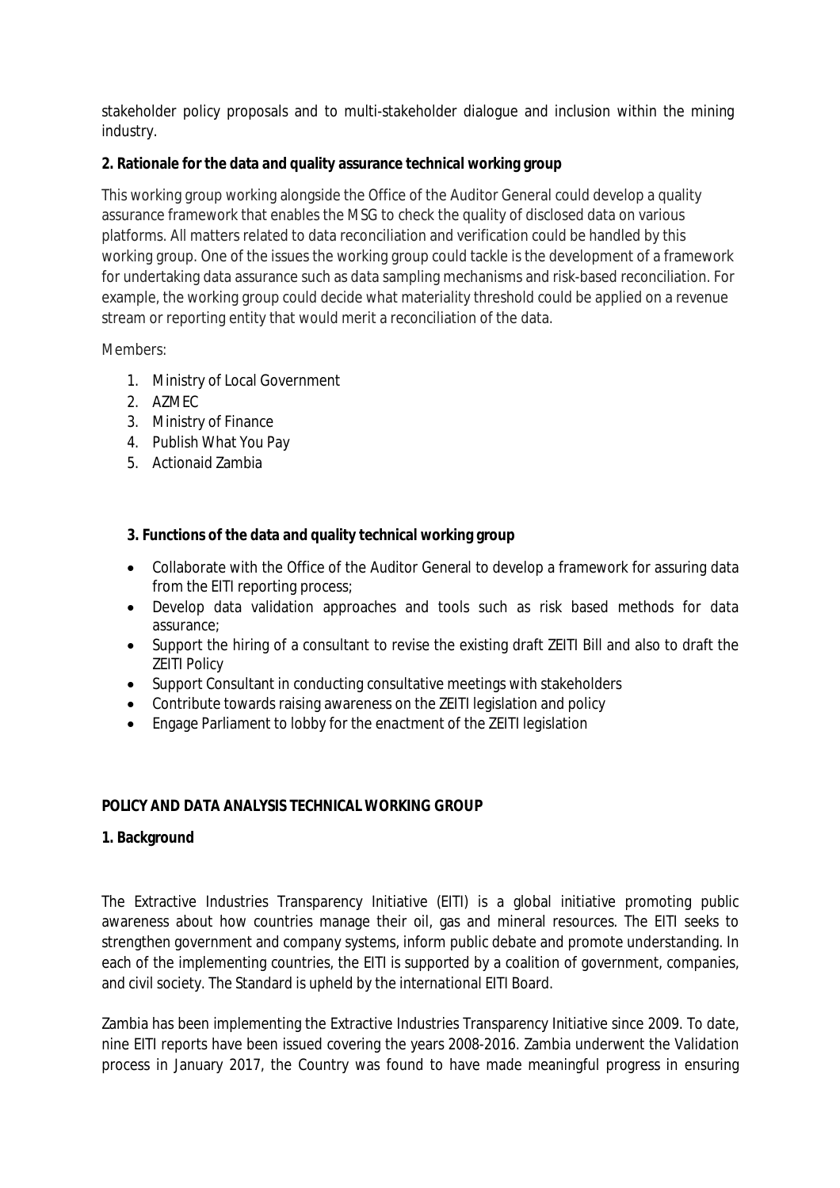stakeholder policy proposals and to multi-stakeholder dialogue and inclusion within the mining industry.

**2. Rationale for the data and quality assurance technical working group**

This working group working alongside the Office of the Auditor General could develop a quality assurance framework that enables the MSG to check the quality of disclosed data on various platforms. All matters related to data reconciliation and verification could be handled by this working group. One of the issues the working group could tackle is the development of a framework for undertaking data assurance such as data sampling mechanisms and risk-based reconciliation. For example, the working group could decide what materiality threshold could be applied on a revenue stream or reporting entity that would merit a reconciliation of the data.

Members:

1. Ministry of Local Government
2. AZMEC
3. Ministry of Finance
4. Publish What You Pay
5. Actionaid Zambia

**3. Functions of the data and quality technical working group**

- Collaborate with the Office of the Auditor General to develop a framework for assuring data from the EITI reporting process;
- Develop data validation approaches and tools such as risk based methods for data assurance;
- Support the hiring of a consultant to revise the existing draft ZEITI Bill and also to draft the ZEITI Policy
- Support Consultant in conducting consultative meetings with stakeholders
- Contribute towards raising awareness on the ZEITI legislation and policy
- Engage Parliament to lobby for the enactment of the ZEITI legislation

## POLICY AND DATA ANALYSIS TECHNICAL WORKING GROUP

**1. Background**

The Extractive Industries Transparency Initiative (EITI) is a global initiative promoting public awareness about how countries manage their oil, gas and mineral resources. The EITI seeks to strengthen government and company systems, inform public debate and promote understanding. In each of the implementing countries, the EITI is supported by a coalition of government, companies, and civil society. The Standard is upheld by the international EITI Board.

Zambia has been implementing the Extractive Industries Transparency Initiative since 2009. To date, nine EITI reports have been issued covering the years 2008-2016. Zambia underwent the Validation process in January 2017, the Country was found to have made meaningful progress in ensuring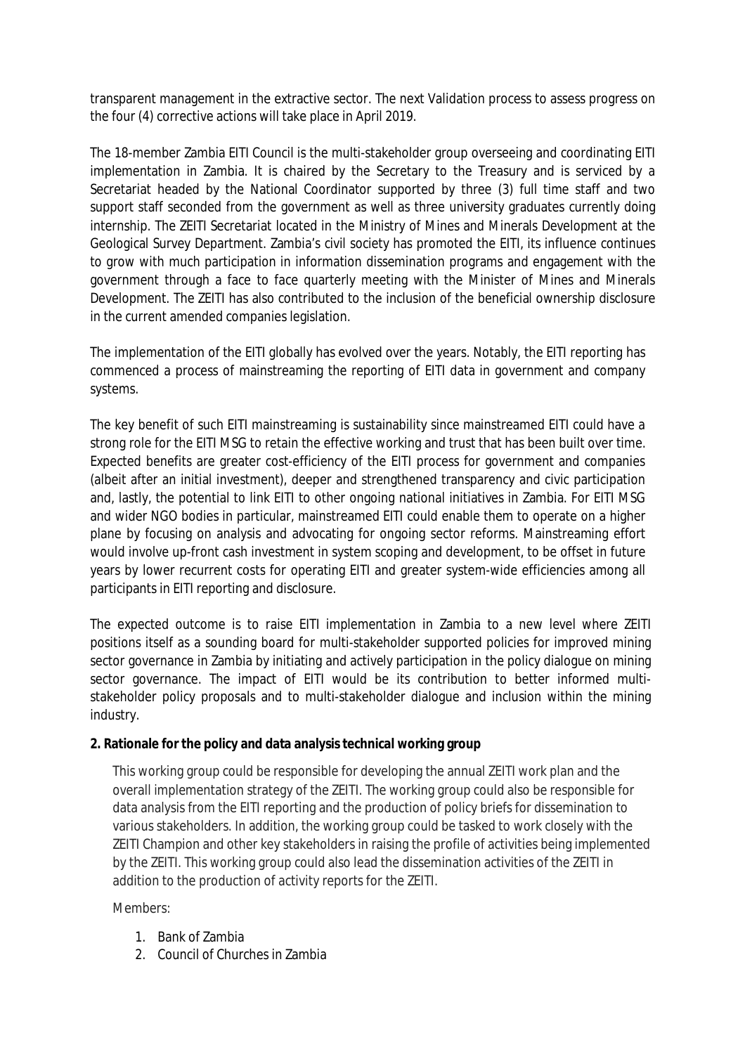transparent management in the extractive sector. The next Validation process to assess progress on the four (4) corrective actions will take place in April 2019.

The 18-member Zambia EITI Council is the multi-stakeholder group overseeing and coordinating EITI implementation in Zambia. It is chaired by the Secretary to the Treasury and is serviced by a Secretariat headed by the National Coordinator supported by three (3) full time staff and two support staff seconded from the government as well as three university graduates currently doing internship. The ZEITI Secretariat located in the Ministry of Mines and Minerals Development at the Geological Survey Department. Zambia's civil society has promoted the EITI, its influence continues to grow with much participation in information dissemination programs and engagement with the government through a face to face quarterly meeting with the Minister of Mines and Minerals Development. The ZEITI has also contributed to the inclusion of the beneficial ownership disclosure in the current amended companies legislation.

The implementation of the EITI globally has evolved over the years. Notably, the EITI reporting has commenced a process of mainstreaming the reporting of EITI data in government and company systems.

The key benefit of such EITI mainstreaming is sustainability since mainstreamed EITI could have a strong role for the EITI MSG to retain the effective working and trust that has been built over time. Expected benefits are greater cost-efficiency of the EITI process for government and companies (albeit after an initial investment), deeper and strengthened transparency and civic participation and, lastly, the potential to link EITI to other ongoing national initiatives in Zambia. For EITI MSG and wider NGO bodies in particular, mainstreamed EITI could enable them to operate on a higher plane by focusing on analysis and advocating for ongoing sector reforms. Mainstreaming effort would involve up-front cash investment in system scoping and development, to be offset in future years by lower recurrent costs for operating EITI and greater system-wide efficiencies among all participants in EITI reporting and disclosure.

The expected outcome is to raise EITI implementation in Zambia to a new level where ZEITI positions itself as a sounding board for multi-stakeholder supported policies for improved mining sector governance in Zambia by initiating and actively participation in the policy dialogue on mining sector governance. The impact of EITI would be its contribution to better informed multi-stakeholder policy proposals and to multi-stakeholder dialogue and inclusion within the mining industry.

**2. Rationale for the policy and data analysis technical working group**

This working group could be responsible for developing the annual ZEITI work plan and the overall implementation strategy of the ZEITI. The working group could also be responsible for data analysis from the EITI reporting and the production of policy briefs for dissemination to various stakeholders. In addition, the working group could be tasked to work closely with the ZEITI Champion and other key stakeholders in raising the profile of activities being implemented by the ZEITI. This working group could also lead the dissemination activities of the ZEITI in addition to the production of activity reports for the ZEITI.

Members:

1. Bank of Zambia
2. Council of Churches in Zambia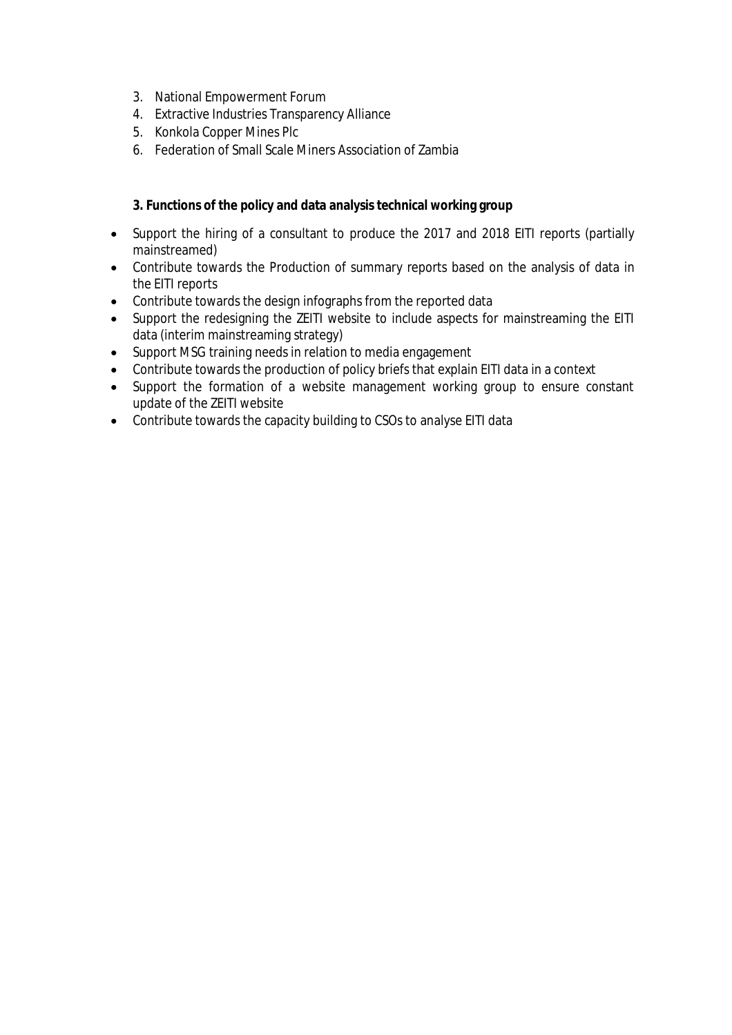3. National Empowerment Forum
4. Extractive Industries Transparency Alliance
5. Konkola Copper Mines Plc
6. Federation of Small Scale Miners Association of Zambia

**3. Functions of the policy and data analysis technical working group**

- Support the hiring of a consultant to produce the 2017 and 2018 EITI reports (partially mainstreamed)
- Contribute towards the Production of summary reports based on the analysis of data in the EITI reports
- Contribute towards the design infographs from the reported data
- Support the redesigning the ZEITI website to include aspects for mainstreaming the EITI data (interim mainstreaming strategy)
- Support MSG training needs in relation to media engagement
- Contribute towards the production of policy briefs that explain EITI data in a context
- Support the formation of a website management working group to ensure constant update of the ZEITI website
- Contribute towards the capacity building to CSOs to analyse EITI data